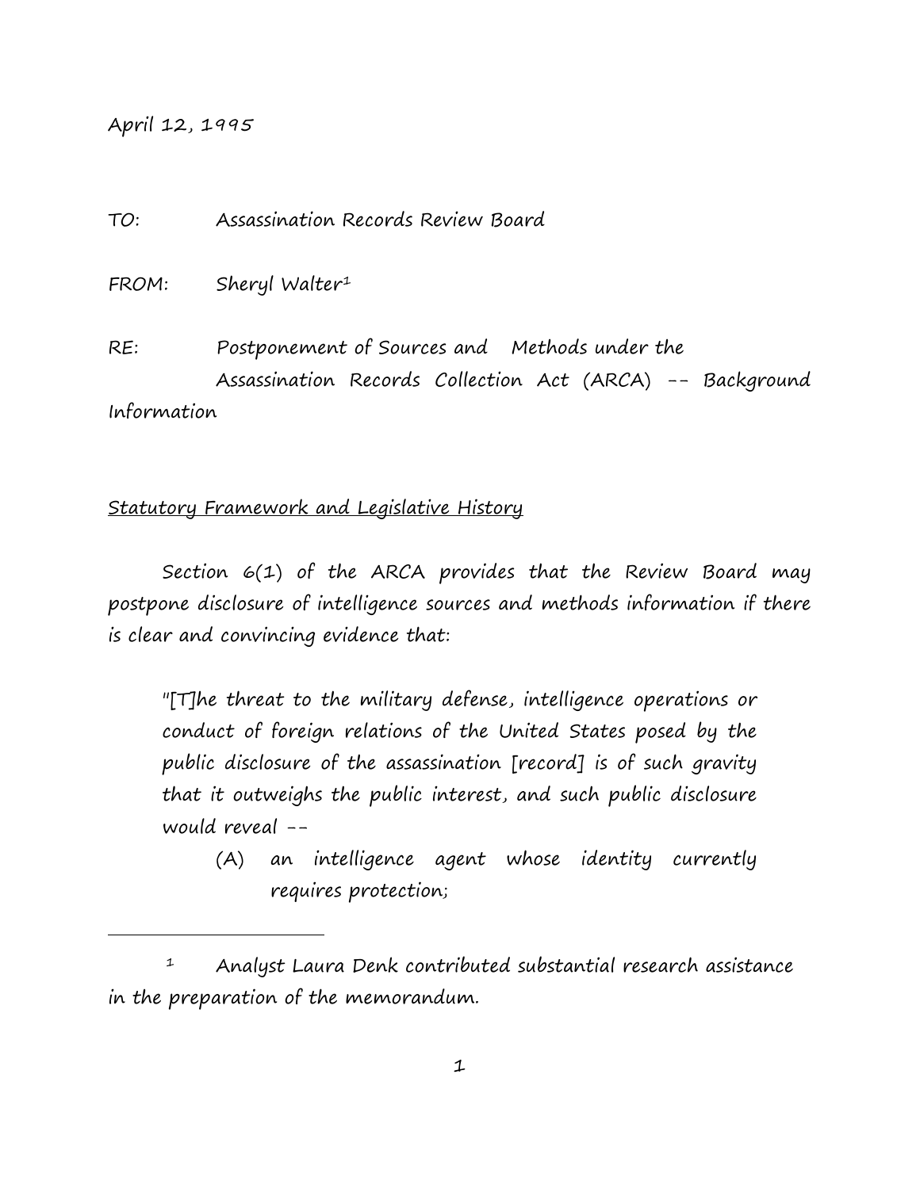April 12, 1995

TO: Assassination Records Review Board

FROM: Sheryl Walter[1]

RE: Postponement of Sources and Methods under the Assassination Records Collection Act (ARCA) -- Background Information

## Statutory Framework and Legislative History

Section 6(1) of the ARCA provides that the Review Board may postpone disclosure of intelligence sources and methods information if there is clear and convincing evidence that:

> "[T]he threat to the military defense, intelligence operations or conduct of foreign relations of the United States posed by the public disclosure of the assassination [record] is of such gravity that it outweighs the public interest, and such public disclosure would reveal --
>
> (A) an intelligence agent whose identity currently requires protection;

---

[1] Analyst Laura Denk contributed substantial research assistance in the preparation of the memorandum.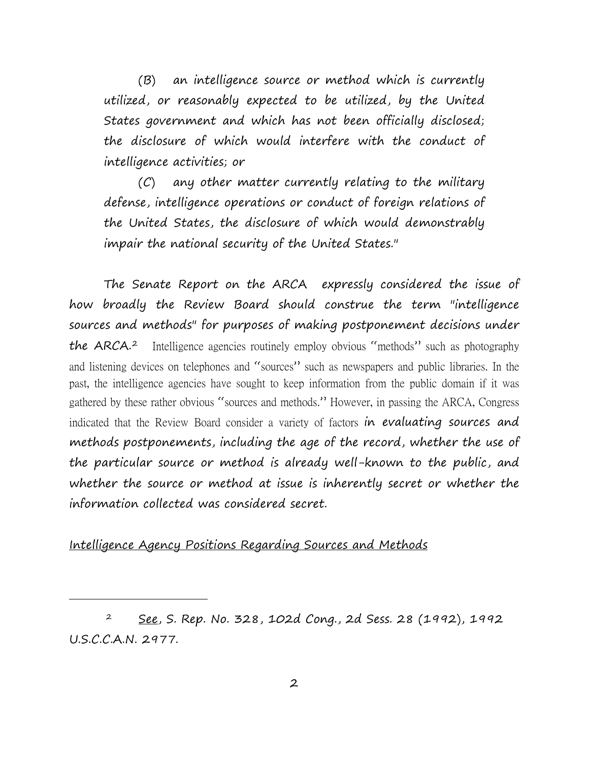(B) an intelligence source or method which is currently utilized, or reasonably expected to be utilized, by the United States government and which has not been officially disclosed; the disclosure of which would interfere with the conduct of intelligence activities; or

(C) any other matter currently relating to the military defense, intelligence operations or conduct of foreign relations of the United States, the disclosure of which would demonstrably impair the national security of the United States."

The Senate Report on the ARCA expressly considered the issue of how broadly the Review Board should construe the term "intelligence sources and methods" for purposes of making postponement decisions under the ARCA.[2] Intelligence agencies routinely employ obvious "methods" such as photography and listening devices on telephones and "sources" such as newspapers and public libraries. In the past, the intelligence agencies have sought to keep information from the public domain if it was gathered by these rather obvious "sources and methods." However, in passing the ARCA, Congress indicated that the Review Board consider a variety of factors in evaluating sources and methods postponements, including the age of the record, whether the use of the particular source or method is already well-known to the public, and whether the source or method at issue is inherently secret or whether the information collected was considered secret.

Intelligence Agency Positions Regarding Sources and Methods

---

[2] See, S. Rep. No. 328, 102d Cong., 2d Sess. 28 (1992), 1992 U.S.C.C.A.N. 2977.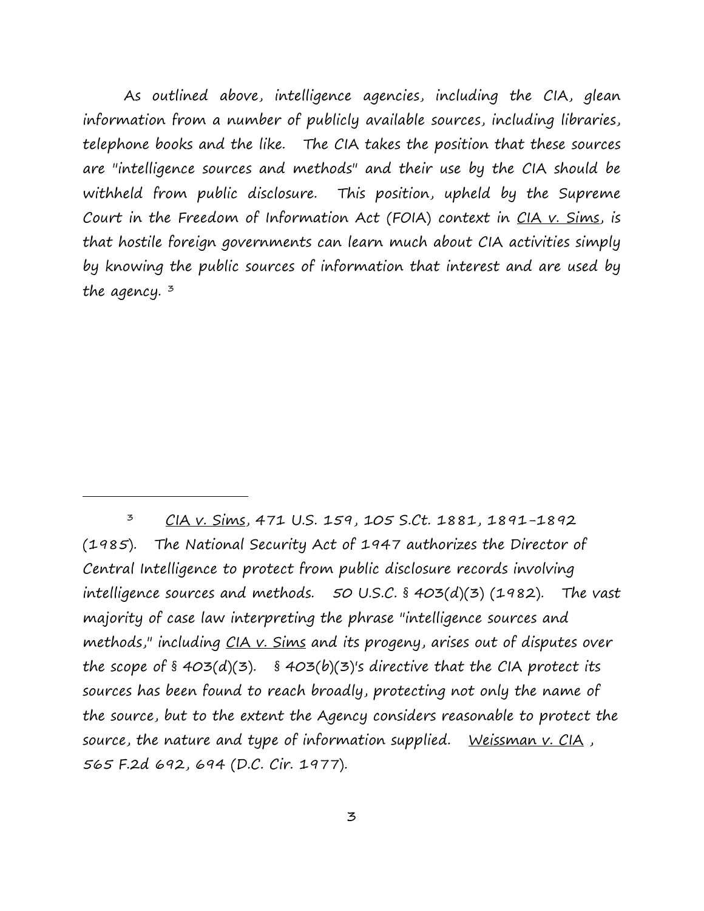As outlined above, intelligence agencies, including the CIA, glean information from a number of publicly available sources, including libraries, telephone books and the like. The CIA takes the position that these sources are "intelligence sources and methods" and their use by the CIA should be withheld from public disclosure. This position, upheld by the Supreme Court in the Freedom of Information Act (FOIA) context in CIA v. Sims, is that hostile foreign governments can learn much about CIA activities simply by knowing the public sources of information that interest and are used by the agency. [3]

---

[3] CIA v. Sims, 471 U.S. 159, 105 S.Ct. 1881, 1891-1892 (1985). The National Security Act of 1947 authorizes the Director of Central Intelligence to protect from public disclosure records involving intelligence sources and methods. 50 U.S.C. § 403(d)(3) (1982). The vast majority of case law interpreting the phrase "intelligence sources and methods," including CIA v. Sims and its progeny, arises out of disputes over the scope of § 403(d)(3). § 403(b)(3)'s directive that the CIA protect its sources has been found to reach broadly, protecting not only the name of the source, but to the extent the Agency considers reasonable to protect the source, the nature and type of information supplied. Weissman v. CIA , 565 F.2d 692, 694 (D.C. Cir. 1977).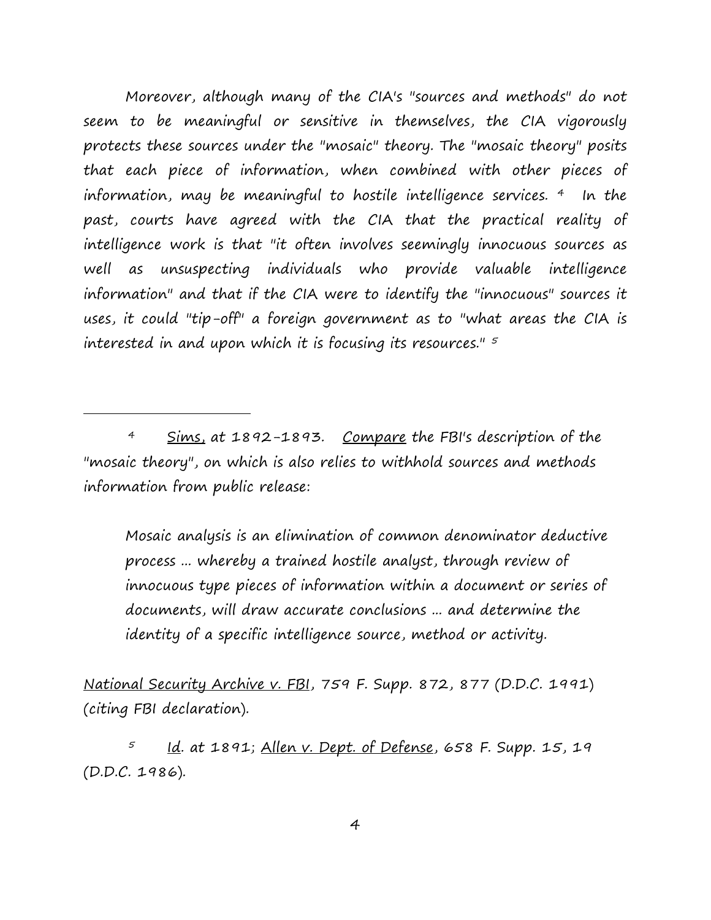Moreover, although many of the CIA's "sources and methods" do not seem to be meaningful or sensitive in themselves, the CIA vigorously protects these sources under the "mosaic" theory. The "mosaic theory" posits that each piece of information, when combined with other pieces of information, may be meaningful to hostile intelligence services. [4] In the past, courts have agreed with the CIA that the practical reality of intelligence work is that "it often involves seemingly innocuous sources as well as unsuspecting individuals who provide valuable intelligence information" and that if the CIA were to identify the "innocuous" sources it uses, it could "tip-off" a foreign government as to "what areas the CIA is interested in and upon which it is focusing its resources." [5]

---

[4] Sims, at 1892-1893. Compare the FBI's description of the "mosaic theory", on which is also relies to withhold sources and methods information from public release:

> Mosaic analysis is an elimination of common denominator deductive process ... whereby a trained hostile analyst, through review of innocuous type pieces of information within a document or series of documents, will draw accurate conclusions ... and determine the identity of a specific intelligence source, method or activity.

National Security Archive v. FBI, 759 F. Supp. 872, 877 (D.D.C. 1991) (citing FBI declaration).

[5] Id. at 1891; Allen v. Dept. of Defense, 658 F. Supp. 15, 19 (D.D.C. 1986).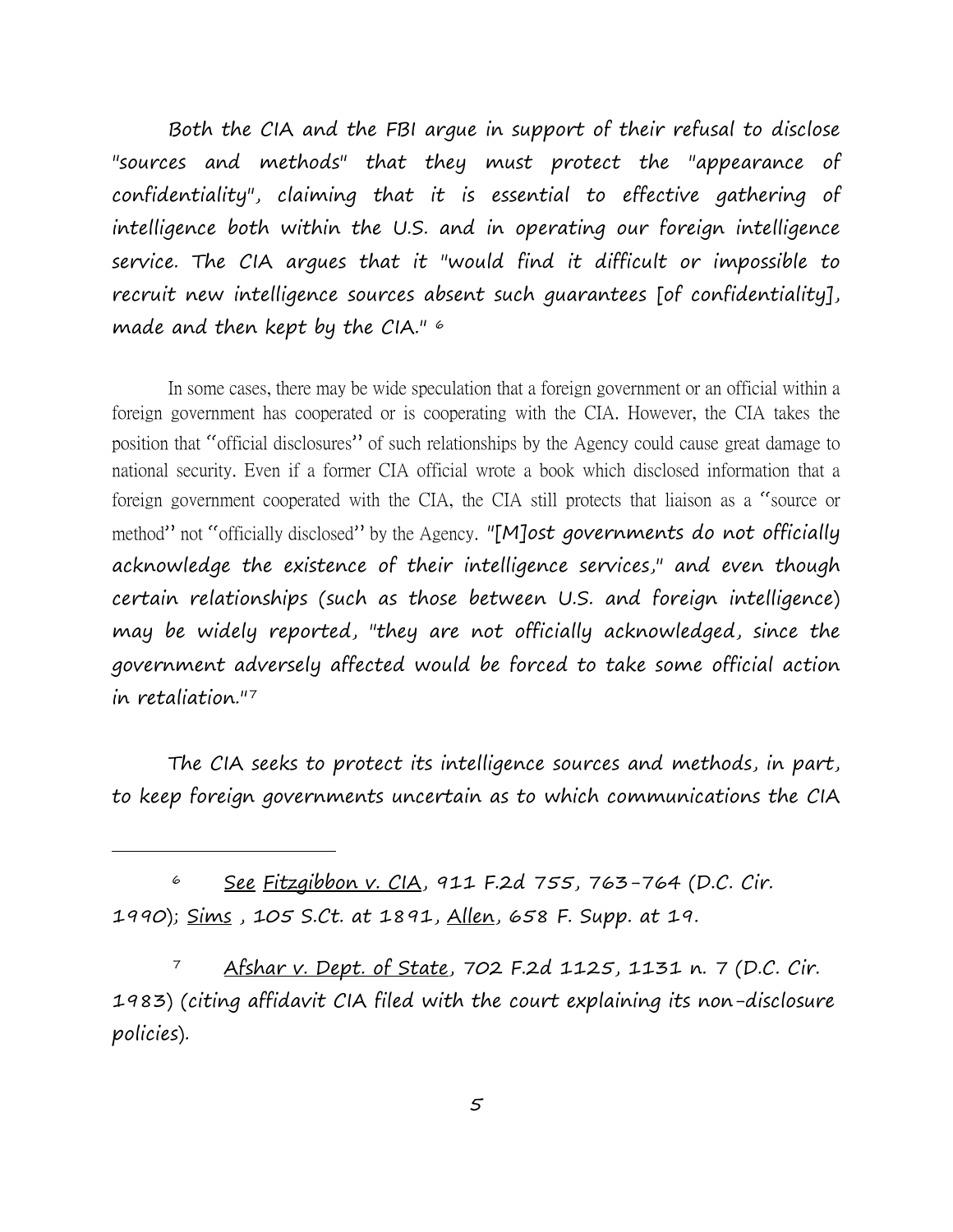Both the CIA and the FBI argue in support of their refusal to disclose "sources and methods" that they must protect the "appearance of confidentiality", claiming that it is essential to effective gathering of intelligence both within the U.S. and in operating our foreign intelligence service. The CIA argues that it "would find it difficult or impossible to recruit new intelligence sources absent such guarantees [of confidentiality], made and then kept by the CIA." [6]

In some cases, there may be wide speculation that a foreign government or an official within a foreign government has cooperated or is cooperating with the CIA. However, the CIA takes the position that "official disclosures" of such relationships by the Agency could cause great damage to national security. Even if a former CIA official wrote a book which disclosed information that a foreign government cooperated with the CIA, the CIA still protects that liaison as a "source or method" not "officially disclosed" by the Agency. "[M]ost governments do not officially acknowledge the existence of their intelligence services," and even though certain relationships (such as those between U.S. and foreign intelligence) may be widely reported, "they are not officially acknowledged, since the government adversely affected would be forced to take some official action in retaliation."[7]

The CIA seeks to protect its intelligence sources and methods, in part, to keep foreign governments uncertain as to which communications the CIA

---

[6] See Fitzgibbon v. CIA, 911 F.2d 755, 763-764 (D.C. Cir. 1990); Sims , 105 S.Ct. at 1891, Allen, 658 F. Supp. at 19.

[7] Afshar v. Dept. of State, 702 F.2d 1125, 1131 n. 7 (D.C. Cir. 1983) (citing affidavit CIA filed with the court explaining its non-disclosure policies).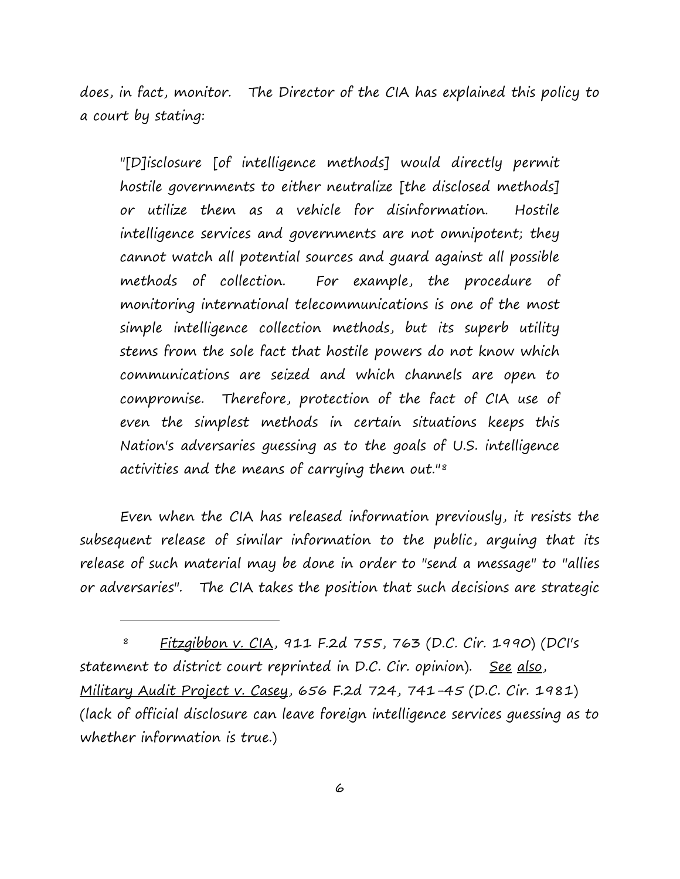does, in fact, monitor. The Director of the CIA has explained this policy to a court by stating:

> "[D]isclosure [of intelligence methods] would directly permit hostile governments to either neutralize [the disclosed methods] or utilize them as a vehicle for disinformation. Hostile intelligence services and governments are not omnipotent; they cannot watch all potential sources and guard against all possible methods of collection. For example, the procedure of monitoring international telecommunications is one of the most simple intelligence collection methods, but its superb utility stems from the sole fact that hostile powers do not know which communications are seized and which channels are open to compromise. Therefore, protection of the fact of CIA use of even the simplest methods in certain situations keeps this Nation's adversaries guessing as to the goals of U.S. intelligence activities and the means of carrying them out."[8]

Even when the CIA has released information previously, it resists the subsequent release of similar information to the public, arguing that its release of such material may be done in order to "send a message" to "allies or adversaries". The CIA takes the position that such decisions are strategic

---

[8] Fitzgibbon v. CIA, 911 F.2d 755, 763 (D.C. Cir. 1990) (DCI's statement to district court reprinted in D.C. Cir. opinion). See also, Military Audit Project v. Casey, 656 F.2d 724, 741-45 (D.C. Cir. 1981) (lack of official disclosure can leave foreign intelligence services guessing as to whether information is true.)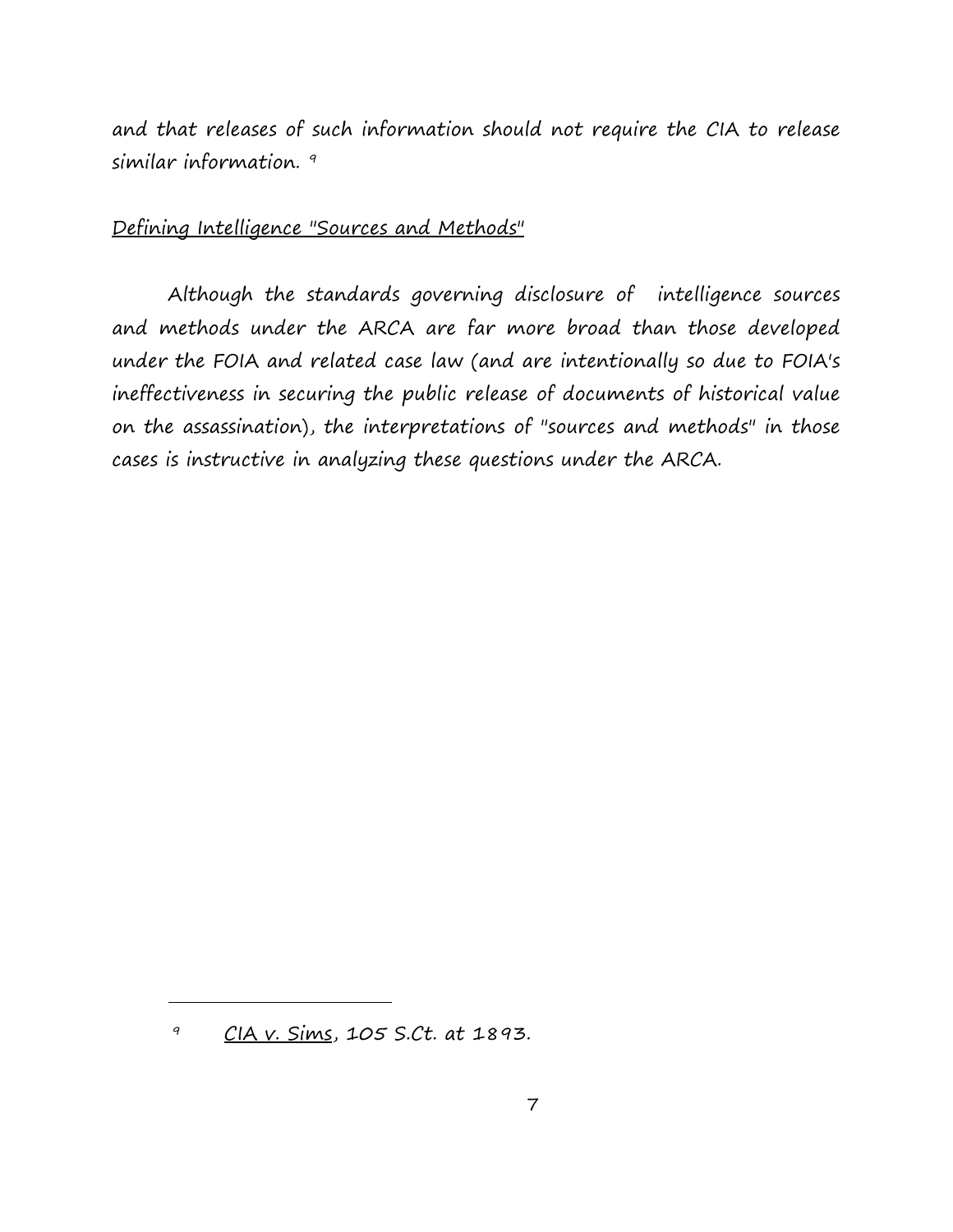and that releases of such information should not require the CIA to release similar information. [9]

<u>Defining Intelligence "Sources and Methods"</u>

Although the standards governing disclosure of intelligence sources and methods under the ARCA are far more broad than those developed under the FOIA and related case law (and are intentionally so due to FOIA's ineffectiveness in securing the public release of documents of historical value on the assassination), the interpretations of "sources and methods" in those cases is instructive in analyzing these questions under the ARCA.

---

[9] <u>CIA v. Sims</u>, 105 S.Ct. at 1893.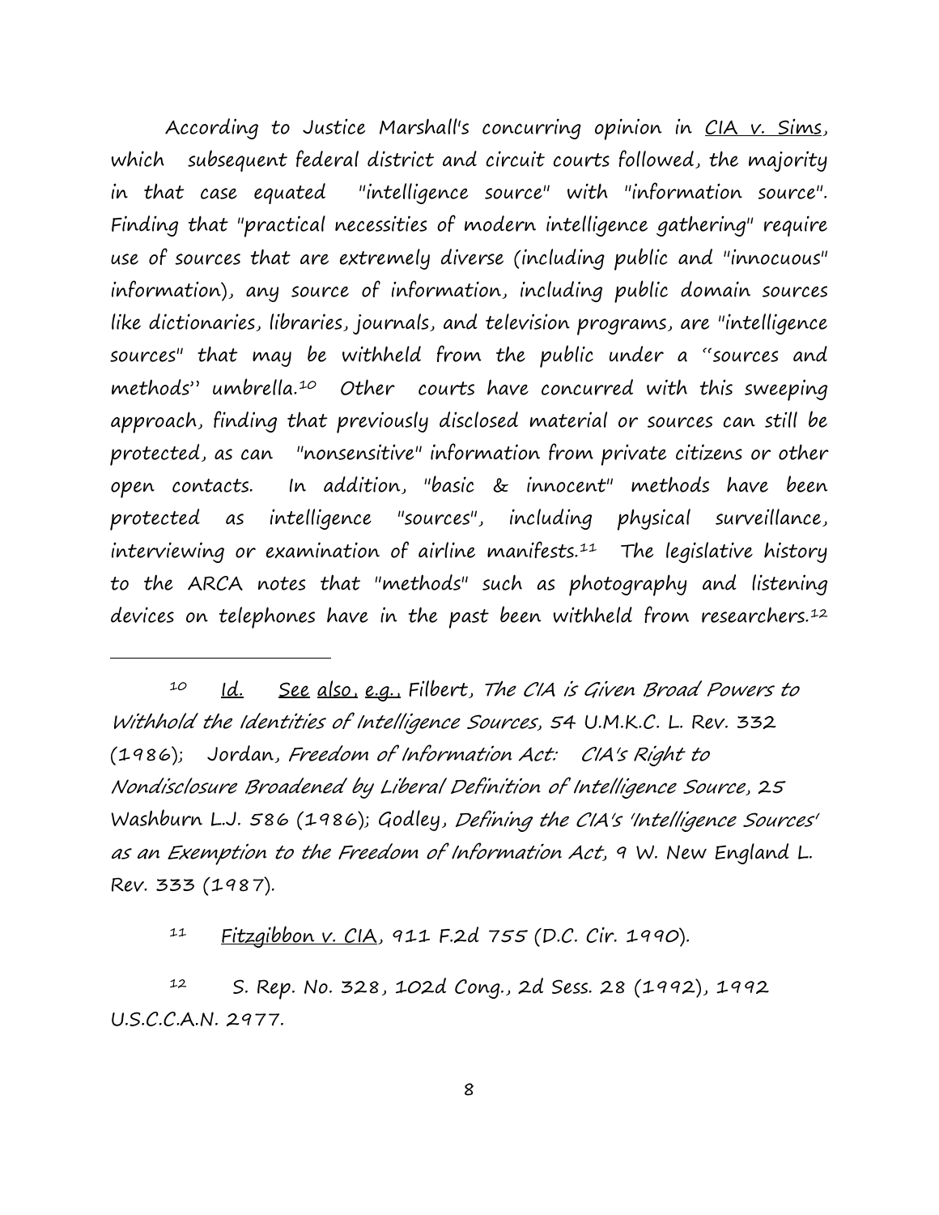According to Justice Marshall's concurring opinion in CIA v. Sims, which subsequent federal district and circuit courts followed, the majority in that case equated "intelligence source" with "information source". Finding that "practical necessities of modern intelligence gathering" require use of sources that are extremely diverse (including public and "innocuous" information), any source of information, including public domain sources like dictionaries, libraries, journals, and television programs, are "intelligence sources" that may be withheld from the public under a "sources and methods" umbrella.[10] Other courts have concurred with this sweeping approach, finding that previously disclosed material or sources can still be protected, as can "nonsensitive" information from private citizens or other open contacts. In addition, "basic & innocent" methods have been protected as intelligence "sources", including physical surveillance, interviewing or examination of airline manifests.[11] The legislative history to the ARCA notes that "methods" such as photography and listening devices on telephones have in the past been withheld from researchers.[12]

---

[10] Id. See also, e.g., Filbert, *The CIA is Given Broad Powers to Withhold the Identities of Intelligence Sources*, 54 U.M.K.C. L. Rev. 332 (1986); Jordan, *Freedom of Information Act: CIA's Right to Nondisclosure Broadened by Liberal Definition of Intelligence Source*, 25 Washburn L.J. 586 (1986); Godley, *Defining the CIA's 'Intelligence Sources' as an Exemption to the Freedom of Information Act*, 9 W. New England L. Rev. 333 (1987).

[11] Fitzgibbon v. CIA, 911 F.2d 755 (D.C. Cir. 1990).

[12] S. Rep. No. 328, 102d Cong., 2d Sess. 28 (1992), 1992 U.S.C.C.A.N. 2977.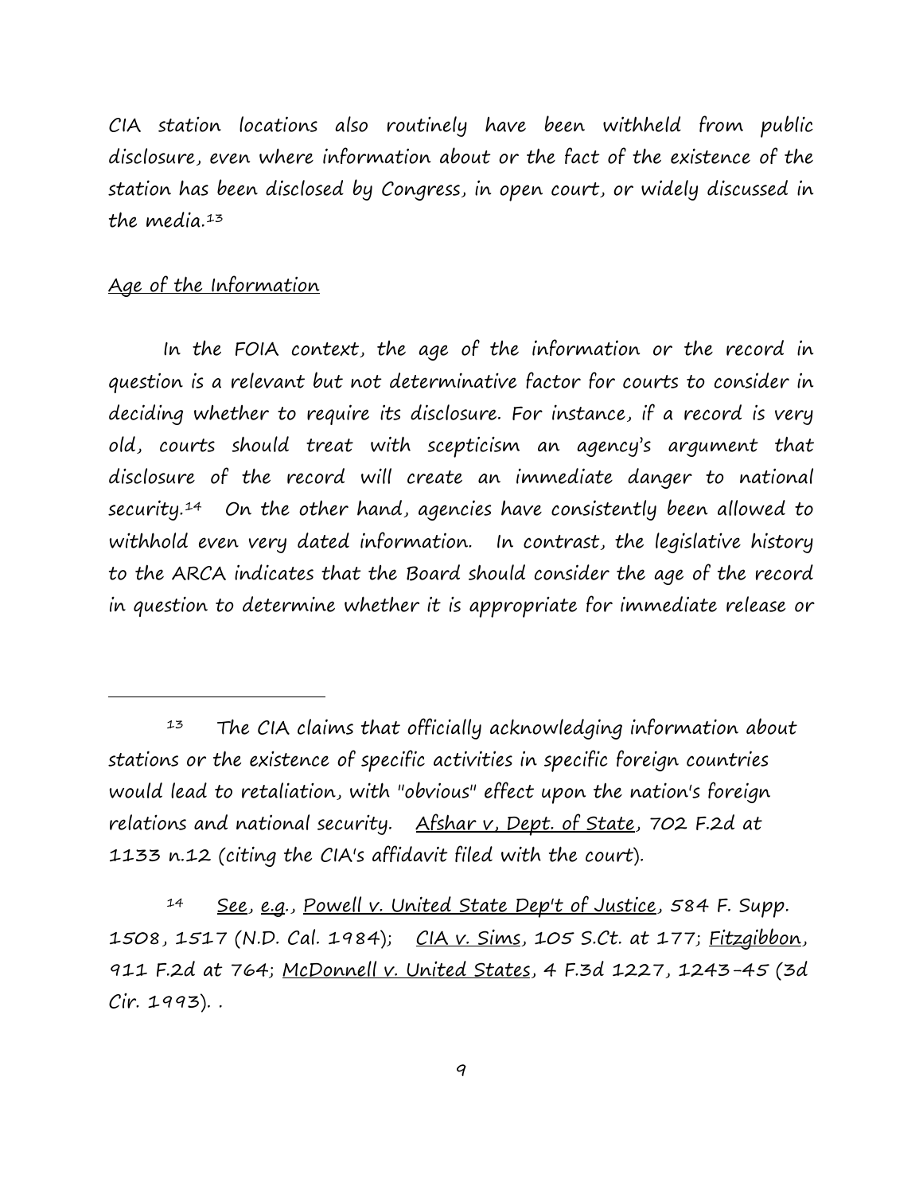CIA station locations also routinely have been withheld from public disclosure, even where information about or the fact of the existence of the station has been disclosed by Congress, in open court, or widely discussed in the media.[13]

Age of the Information

In the FOIA context, the age of the information or the record in question is a relevant but not determinative factor for courts to consider in deciding whether to require its disclosure. For instance, if a record is very old, courts should treat with scepticism an agency's argument that disclosure of the record will create an immediate danger to national security.[14] On the other hand, agencies have consistently been allowed to withhold even very dated information. In contrast, the legislative history to the ARCA indicates that the Board should consider the age of the record in question to determine whether it is appropriate for immediate release or

---

[13] The CIA claims that officially acknowledging information about stations or the existence of specific activities in specific foreign countries would lead to retaliation, with "obvious" effect upon the nation's foreign relations and national security. Afshar v, Dept. of State, 702 F.2d at 1133 n.12 (citing the CIA's affidavit filed with the court).

[14] See, e.g., Powell v. United State Dep't of Justice, 584 F. Supp. 1508, 1517 (N.D. Cal. 1984); CIA v. Sims, 105 S.Ct. at 177; Fitzgibbon, 911 F.2d at 764; McDonnell v. United States, 4 F.3d 1227, 1243-45 (3d Cir. 1993). .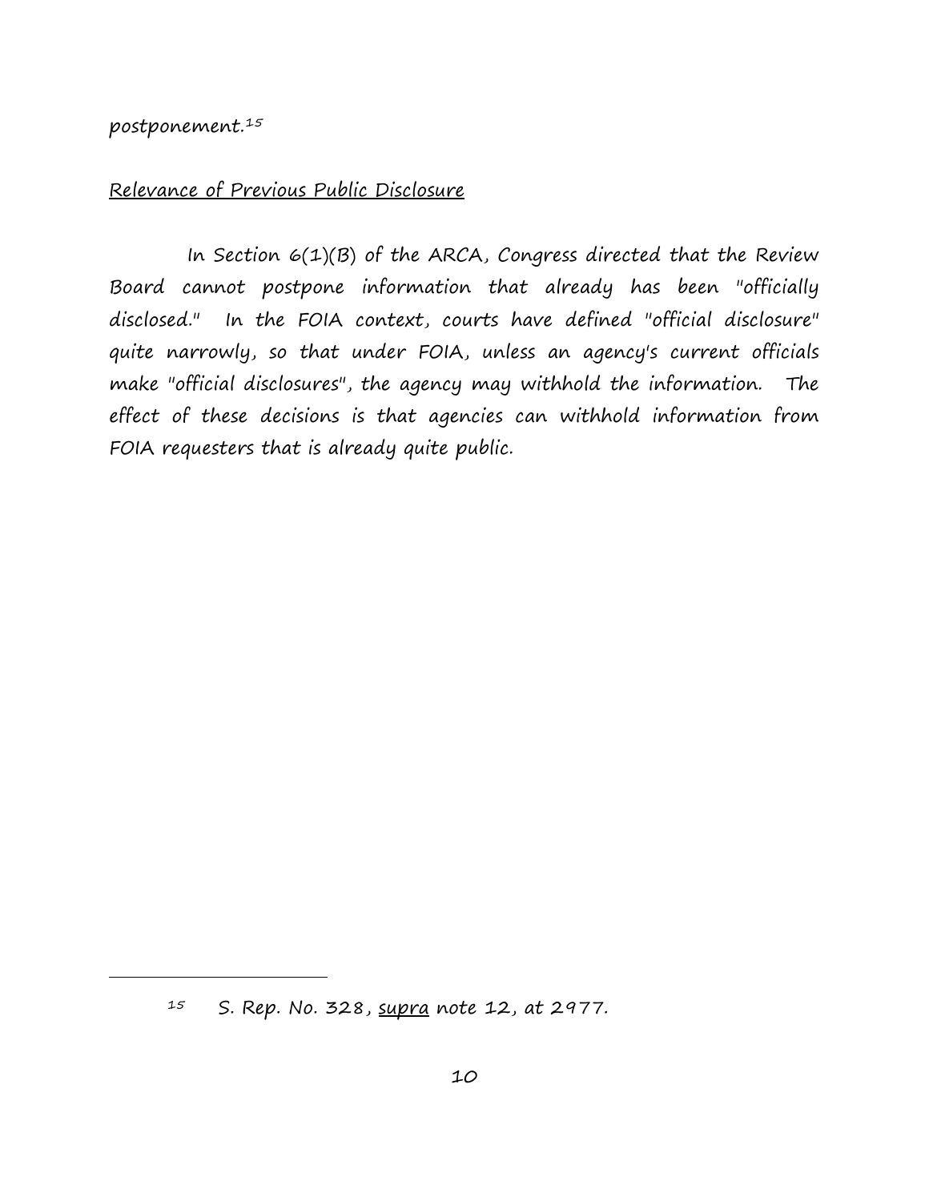postponement.[15]

<u>Relevance of Previous Public Disclosure</u>

In Section 6(1)(B) of the ARCA, Congress directed that the Review Board cannot postpone information that already has been "officially disclosed." In the FOIA context, courts have defined "official disclosure" quite narrowly, so that under FOIA, unless an agency's current officials make "official disclosures", the agency may withhold the information. The effect of these decisions is that agencies can withhold information from FOIA requesters that is already quite public.

---

[15] S. Rep. No. 328, <u>supra</u> note 12, at 2977.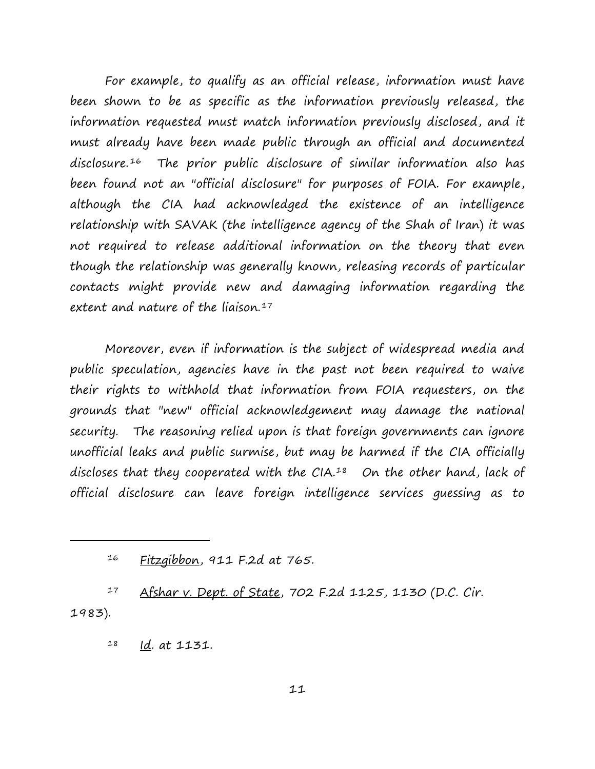For example, to qualify as an official release, information must have been shown to be as specific as the information previously released, the information requested must match information previously disclosed, and it must already have been made public through an official and documented disclosure.[16] The prior public disclosure of similar information also has been found not an "official disclosure" for purposes of FOIA. For example, although the CIA had acknowledged the existence of an intelligence relationship with SAVAK (the intelligence agency of the Shah of Iran) it was not required to release additional information on the theory that even though the relationship was generally known, releasing records of particular contacts might provide new and damaging information regarding the extent and nature of the liaison.[17]

Moreover, even if information is the subject of widespread media and public speculation, agencies have in the past not been required to waive their rights to withhold that information from FOIA requesters, on the grounds that "new" official acknowledgement may damage the national security. The reasoning relied upon is that foreign governments can ignore unofficial leaks and public surmise, but may be harmed if the CIA officially discloses that they cooperated with the CIA.[18] On the other hand, lack of official disclosure can leave foreign intelligence services guessing as to

---

[16] Fitzgibbon, 911 F.2d at 765.

[17] Afshar v. Dept. of State, 702 F.2d 1125, 1130 (D.C. Cir. 1983).

[18] Id. at 1131.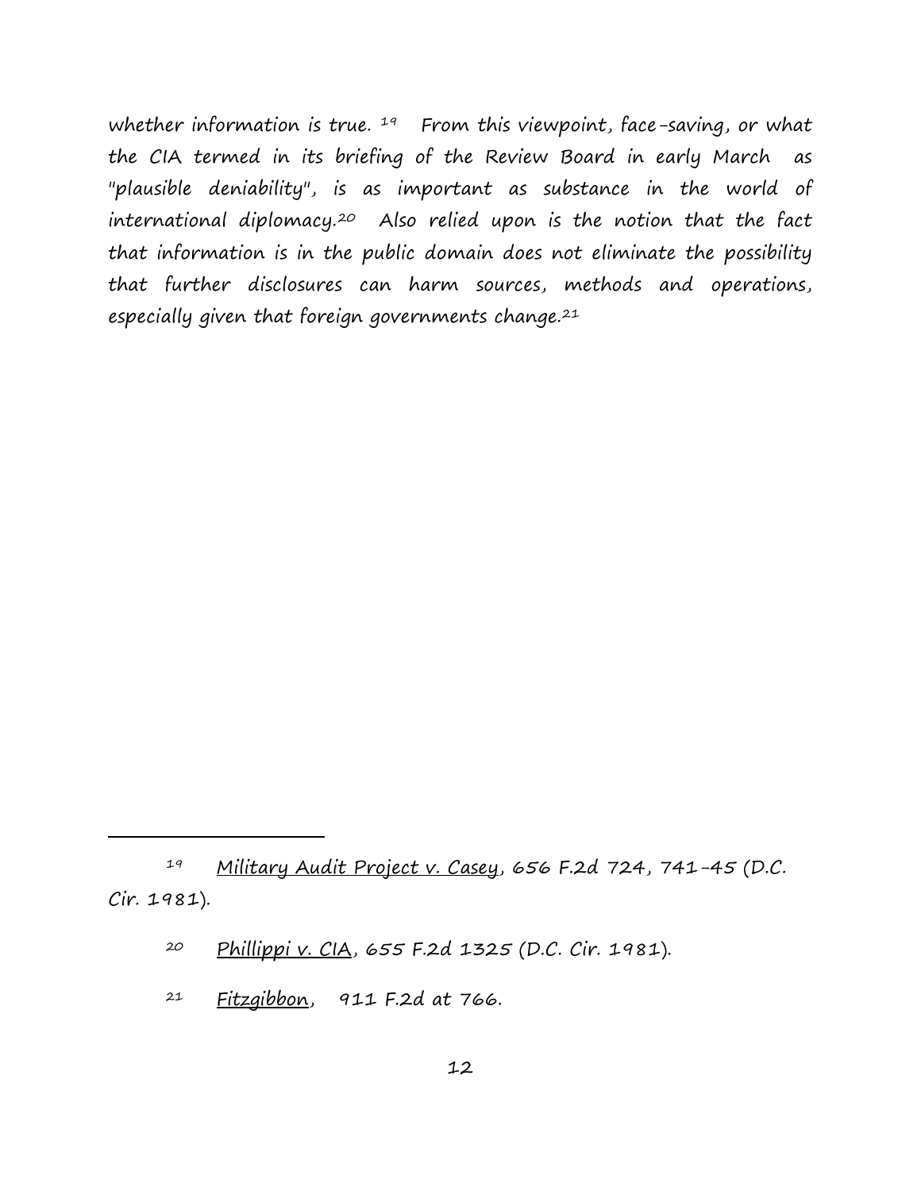whether information is true. [19] From this viewpoint, face-saving, or what the CIA termed in its briefing of the Review Board in early March as "plausible deniability", is as important as substance in the world of international diplomacy.[20] Also relied upon is the notion that the fact that information is in the public domain does not eliminate the possibility that further disclosures can harm sources, methods and operations, especially given that foreign governments change.[21]

---

[19] Military Audit Project v. Casey, 656 F.2d 724, 741-45 (D.C. Cir. 1981).

[20] Phillippi v. CIA, 655 F.2d 1325 (D.C. Cir. 1981).

[21] Fitzgibbon, 911 F.2d at 766.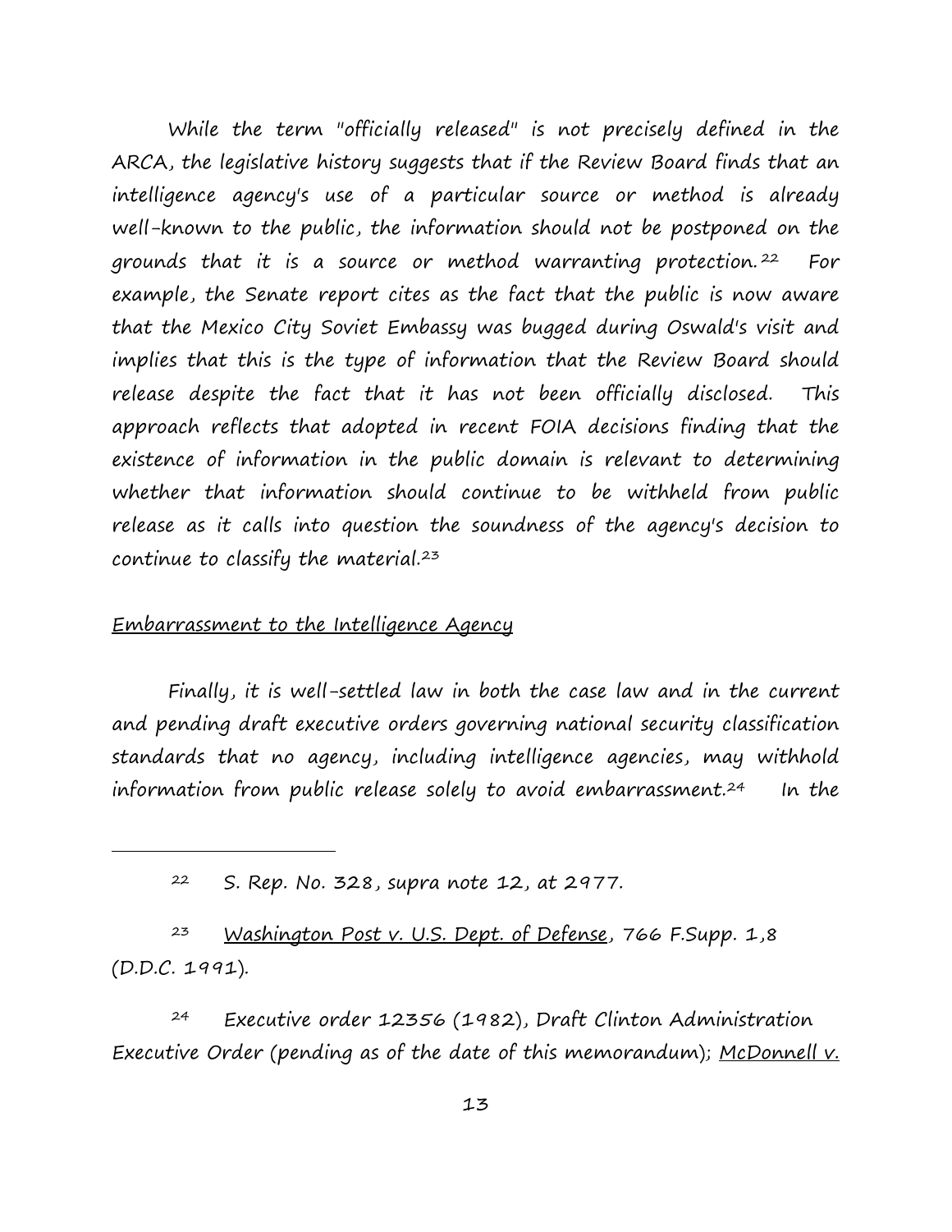While the term "officially released" is not precisely defined in the ARCA, the legislative history suggests that if the Review Board finds that an intelligence agency's use of a particular source or method is already well-known to the public, the information should not be postponed on the grounds that it is a source or method warranting protection.[22] For example, the Senate report cites as the fact that the public is now aware that the Mexico City Soviet Embassy was bugged during Oswald's visit and implies that this is the type of information that the Review Board should release despite the fact that it has not been officially disclosed. This approach reflects that adopted in recent FOIA decisions finding that the existence of information in the public domain is relevant to determining whether that information should continue to be withheld from public release as it calls into question the soundness of the agency's decision to continue to classify the material.[23]

<u>Embarrassment to the Intelligence Agency</u>

Finally, it is well-settled law in both the case law and in the current and pending draft executive orders governing national security classification standards that no agency, including intelligence agencies, may withhold information from public release solely to avoid embarrassment.[24] In the

---

[22] S. Rep. No. 328, supra note 12, at 2977.

[23] <u>Washington Post v. U.S. Dept. of Defense</u>, 766 F.Supp. 1,8 (D.D.C. 1991).

[24] Executive order 12356 (1982), Draft Clinton Administration Executive Order (pending as of the date of this memorandum); <u>McDonnell v.</u>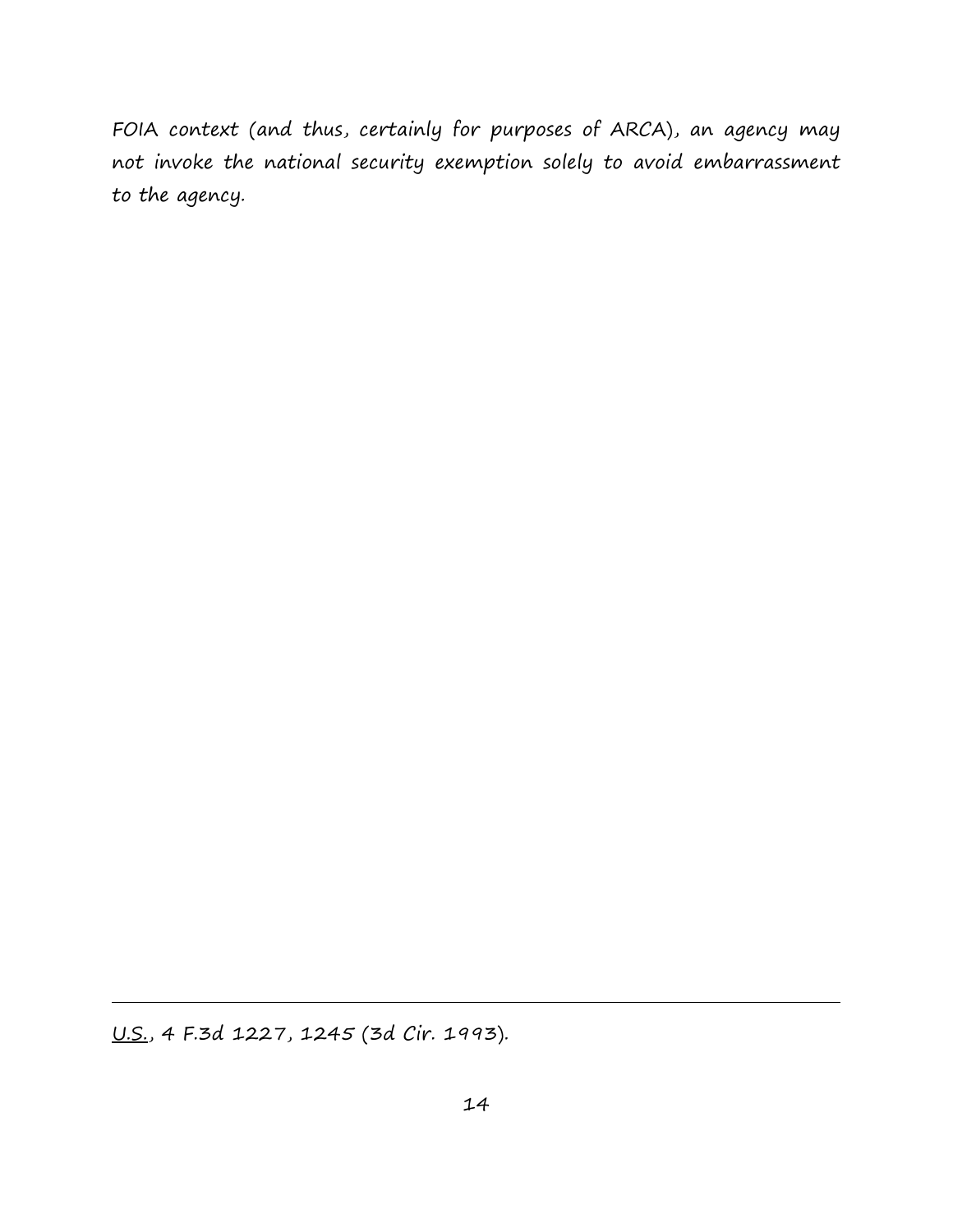FOIA context (and thus, certainly for purposes of ARCA), an agency may not invoke the national security exemption solely to avoid embarrassment to the agency.

---

U.S., 4 F.3d 1227, 1245 (3d Cir. 1993).